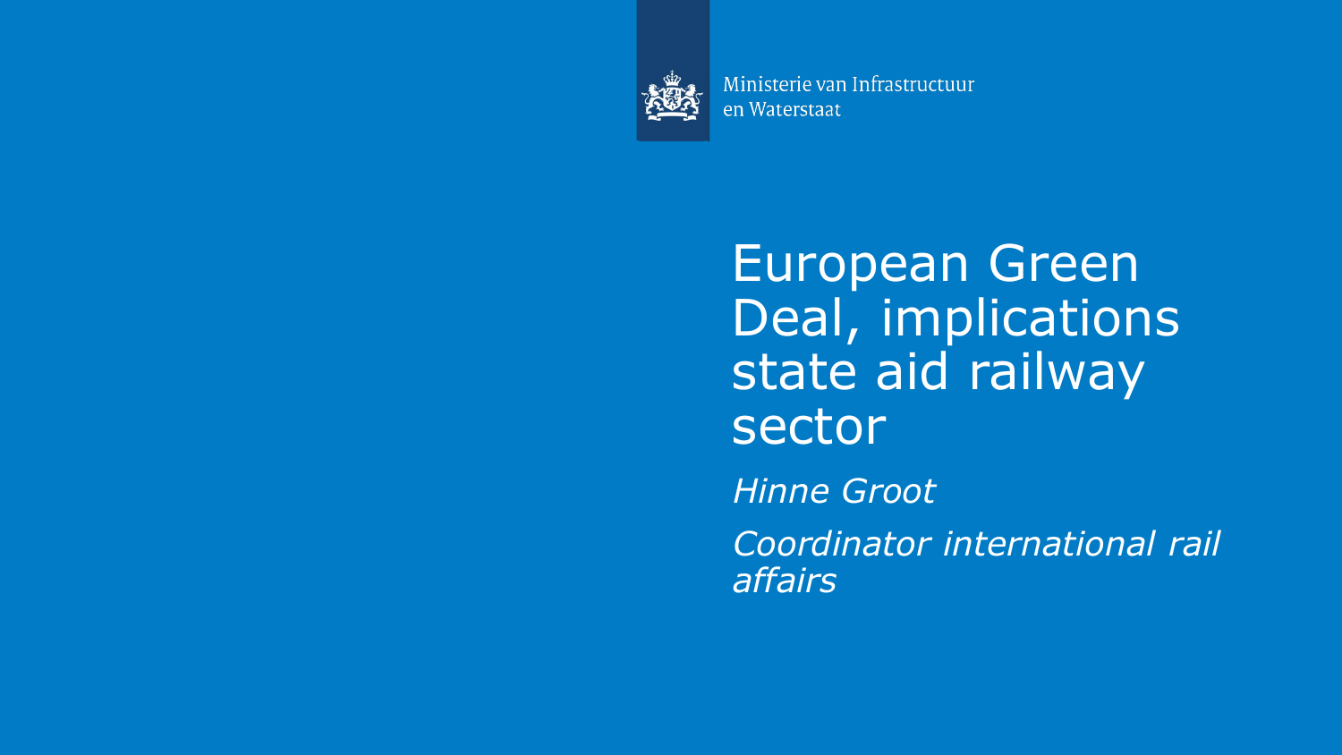Ministerie van Infrastructuur en Waterstaat

# European Green Deal, implications state aid railway sector

*Hinne Groot*

*Coordinator international rail affairs*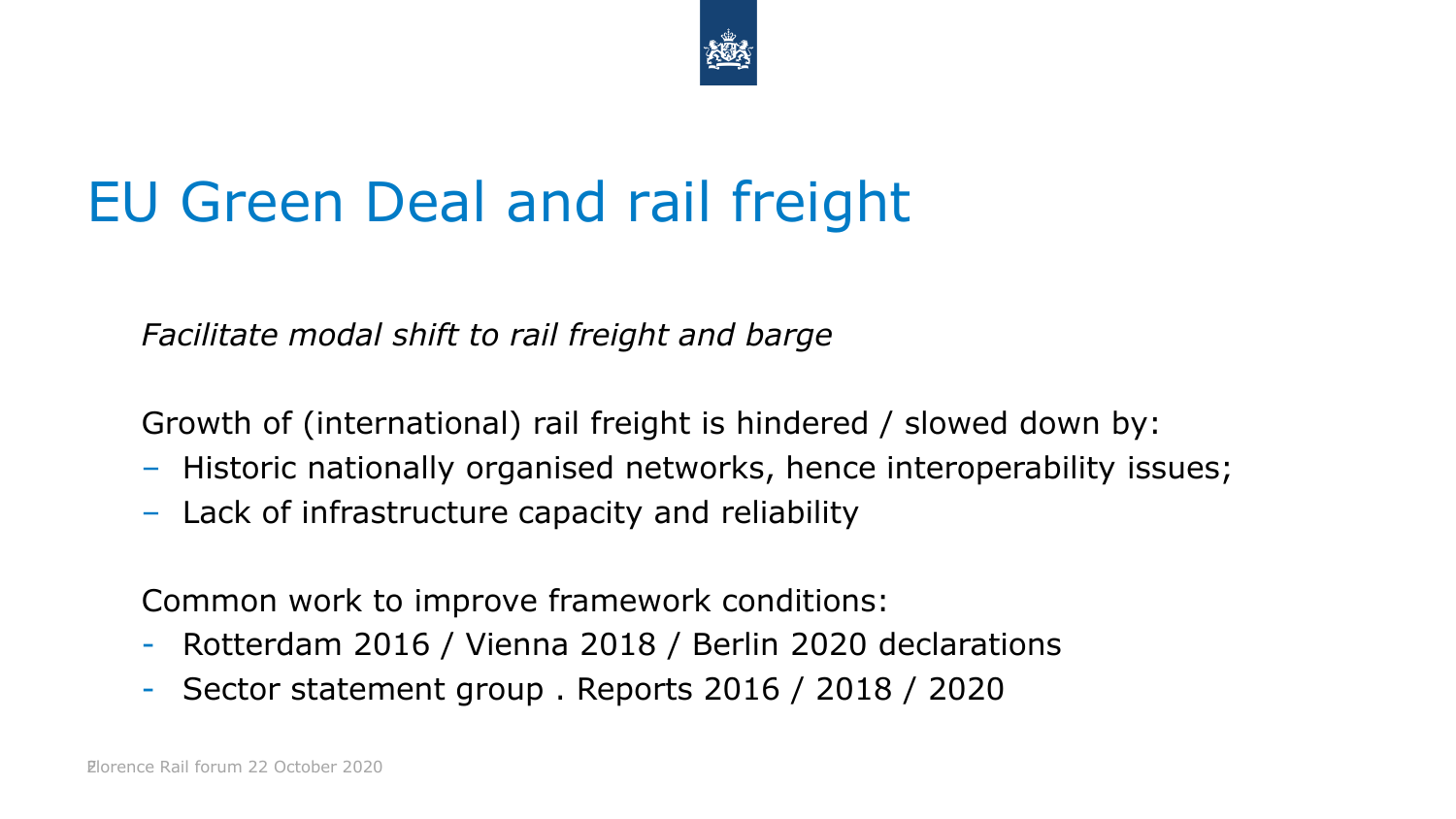# EU Green Deal and rail freight

*Facilitate modal shift to rail freight and barge*

Growth of (international) rail freight is hindered / slowed down by:

- Historic nationally organised networks, hence interoperability issues;
- Lack of infrastructure capacity and reliability

Common work to improve framework conditions:

- Rotterdam 2016 / Vienna 2018 / Berlin 2020 declarations
- Sector statement group . Reports 2016 / 2018 / 2020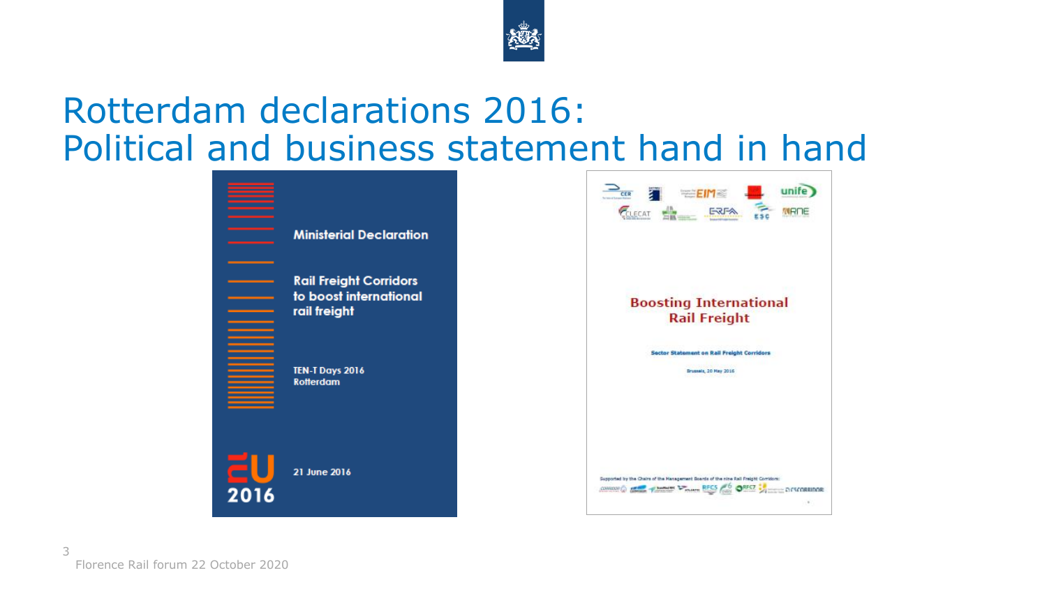# Rotterdam declarations 2016:
# Political and business statement hand in hand

**Ministerial Declaration**

**Rail Freight Corridors to boost international rail freight**

**TEN-T Days 2016**
**Rotterdam**

**21 June 2016**

**Boosting International Rail Freight**

**Sector Statement on Rail Freight Corridors**

Brussels, 20 May 2016

Supported by the Chairs of the Management Boards of the nine Rail Freight Corridors:

Florence Rail forum 22 October 2020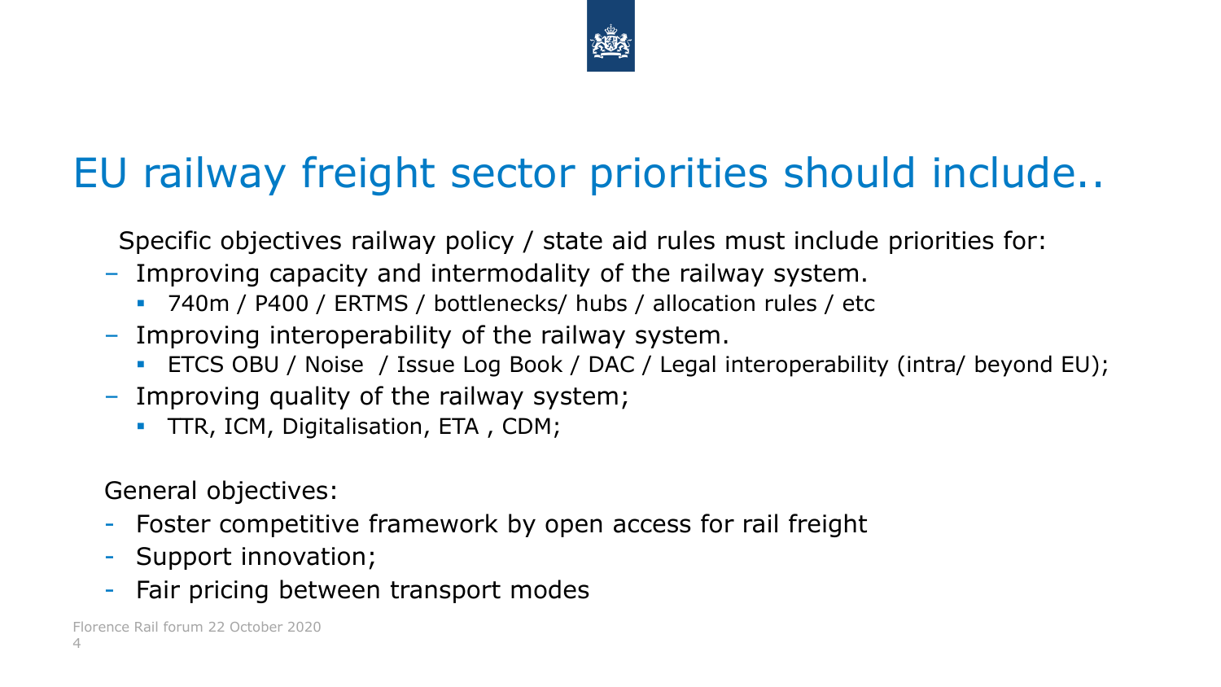# EU railway freight sector priorities should include..

Specific objectives railway policy / state aid rules must include priorities for:

- Improving capacity and intermodality of the railway system.
  - 740m / P400 / ERTMS / bottlenecks/ hubs / allocation rules / etc
- Improving interoperability of the railway system.
  - ETCS OBU / Noise / Issue Log Book / DAC / Legal interoperability (intra/ beyond EU);
- Improving quality of the railway system;
  - TTR, ICM, Digitalisation, ETA , CDM;

General objectives:

- Foster competitive framework by open access for rail freight
- Support innovation;
- Fair pricing between transport modes

Florence Rail forum 22 October 2020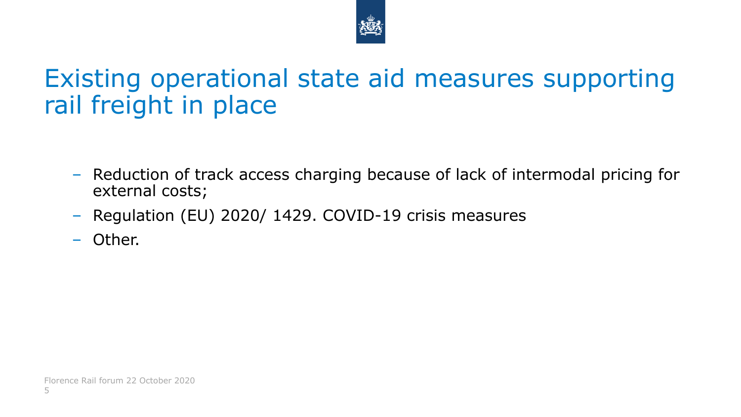# Existing operational state aid measures supporting rail freight in place

- Reduction of track access charging because of lack of intermodal pricing for external costs;
- Regulation (EU) 2020/ 1429. COVID-19 crisis measures
- Other.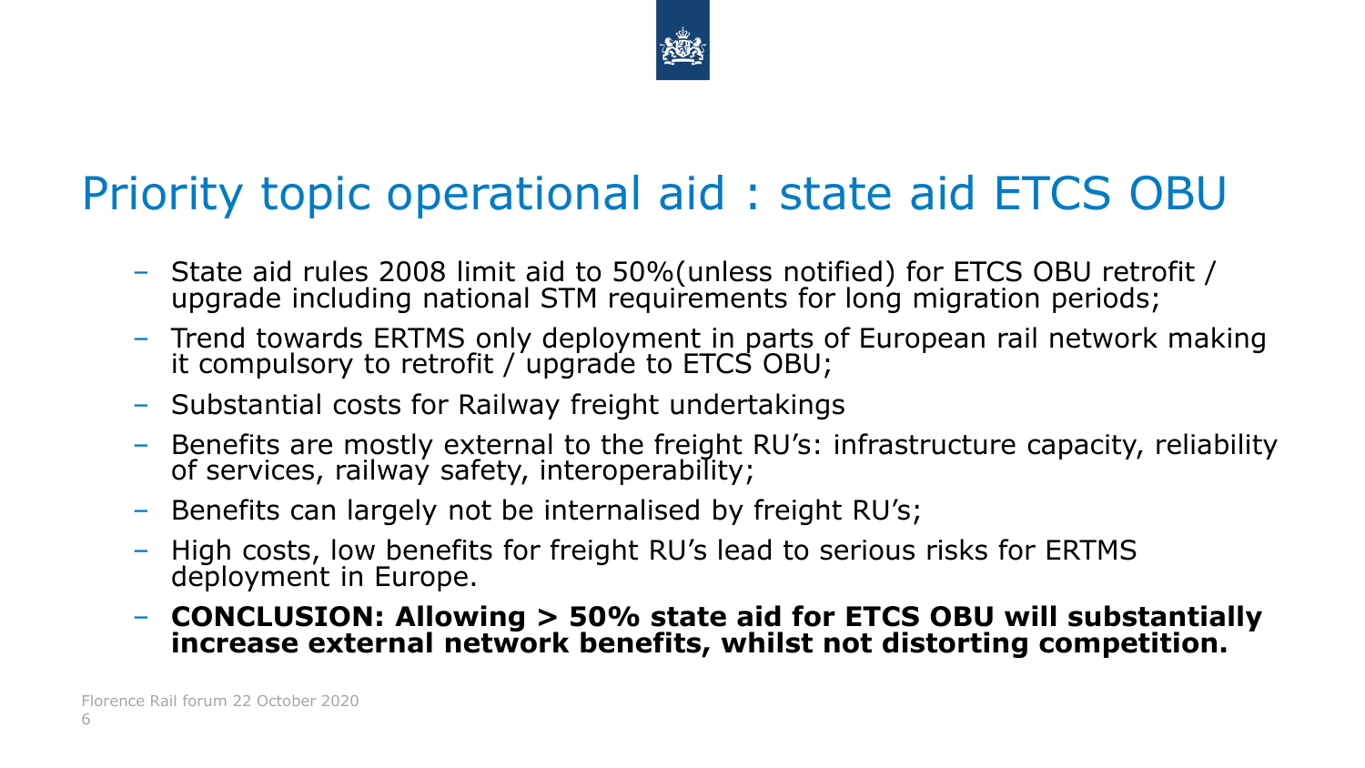# Priority topic operational aid : state aid ETCS OBU

- State aid rules 2008 limit aid to 50%(unless notified) for ETCS OBU retrofit / upgrade including national STM requirements for long migration periods;
- Trend towards ERTMS only deployment in parts of European rail network making it compulsory to retrofit / upgrade to ETCS OBU;
- Substantial costs for Railway freight undertakings
- Benefits are mostly external to the freight RU's: infrastructure capacity, reliability of services, railway safety, interoperability;
- Benefits can largely not be internalised by freight RU's;
- High costs, low benefits for freight RU's lead to serious risks for ERTMS deployment in Europe.
- **CONCLUSION: Allowing > 50% state aid for ETCS OBU will substantially increase external network benefits, whilst not distorting competition.**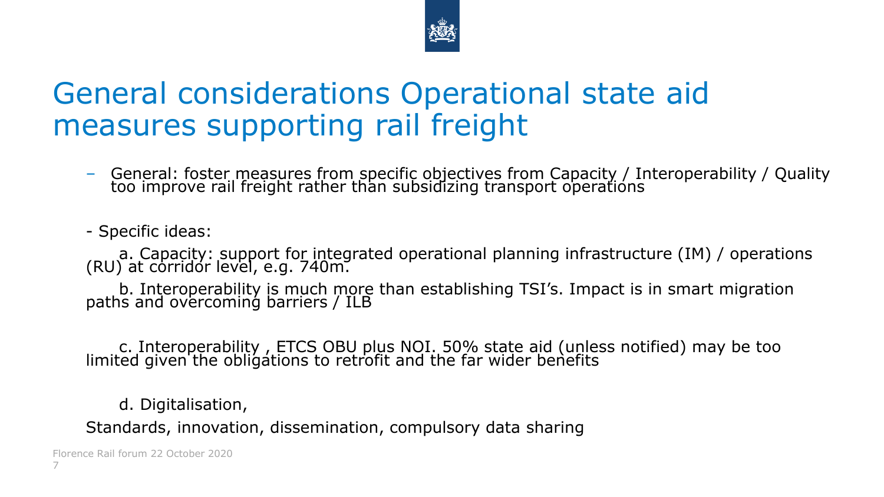# General considerations Operational state aid measures supporting rail freight

- General: foster measures from specific objectives from Capacity / Interoperability / Quality too improve rail freight rather than subsidizing transport operations

- Specific ideas:

a. Capacity: support for integrated operational planning infrastructure (IM) / operations (RU) at corridor level, e.g. 740m.

b. Interoperability is much more than establishing TSI's. Impact is in smart migration paths and overcoming barriers / ILB

c. Interoperability , ETCS OBU plus NOI. 50% state aid (unless notified) may be too limited given the obligations to retrofit and the far wider benefits

d. Digitalisation,

Standards, innovation, dissemination, compulsory data sharing

Florence Rail forum 22 October 2020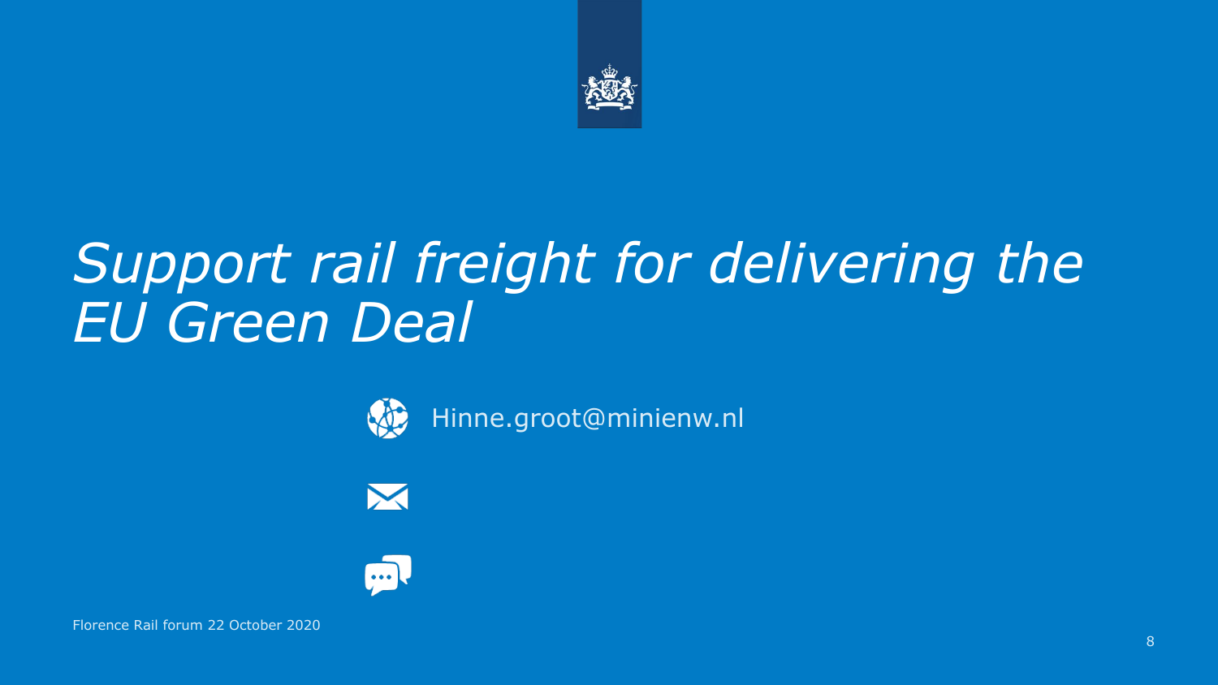# *Support rail freight for delivering the EU Green Deal*

Hinne.groot@minienw.nl

Florence Rail forum 22 October 2020